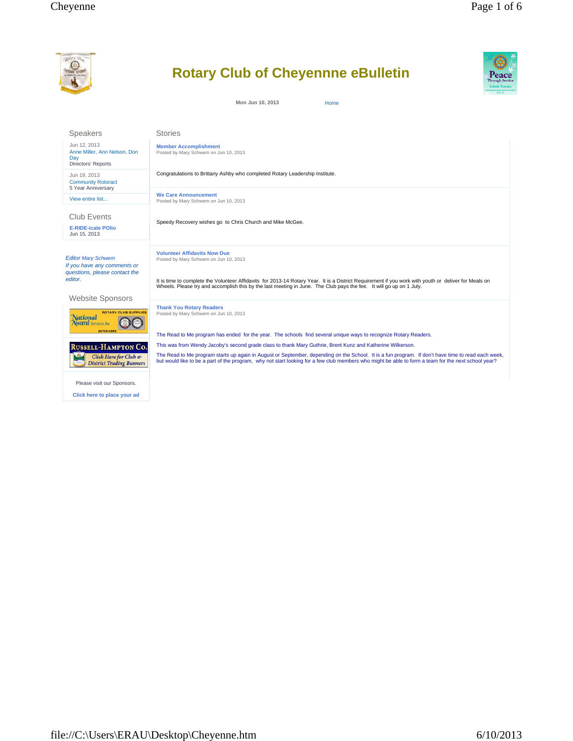# Rotary Club of Cheyennne eBulletin

Mon Jun 10, 2013 Home

## Speakers

Jun 12, 2013
Anne Miller, Ann Nelson, Don Day
Directors' Reports

Jun 19, 2013
Community Rotoract
5 Year Anniversary

View entire list...

## Club Events

**E-RIDE-icate POlio**
Jun 15, 2013

*Editor Mary Schwem*
*If you have any comments or questions, please contact the editor.*

## Website Sponsors

Please visit our Sponsors.

**Click here to place your ad**

## Stories

### Member Accomplishment

Posted by Mary Schwem on Jun 10, 2013

Congratulations to Brittany Ashby who completed Rotary Leadership Institute.

### We Care Announcement

Posted by Mary Schwem on Jun 10, 2013

Speedy Recovery wishes go to Chris Church and Mike McGee.

### Volunteer Affidavits Now Due

Posted by Mary Schwem on Jun 10, 2013

It is time to complete the Volunteer Affidavits for 2013-14 Rotary Year. It is a District Requirement if you work with youth or deliver for Meals on Wheels. Please try and accomplish this by the last meeting in June. The Club pays the fee. It will go up on 1 July.

### Thank You Rotary Readers

Posted by Mary Schwem on Jun 10, 2013

The Read to Me program has ended for the year. The schools find several unique ways to recognize Rotary Readers.

This was from Wendy Jacoby's second grade class to thank Mary Guthrie, Brent Kunz and Katherine Wilkerson.

The Read to Me program starts up again in August or September, depending on the School. It is a fun program. If don't have time to read each week, but would like to be a part of the program, why not start looking for a few club members who might be able to form a team for the next school year?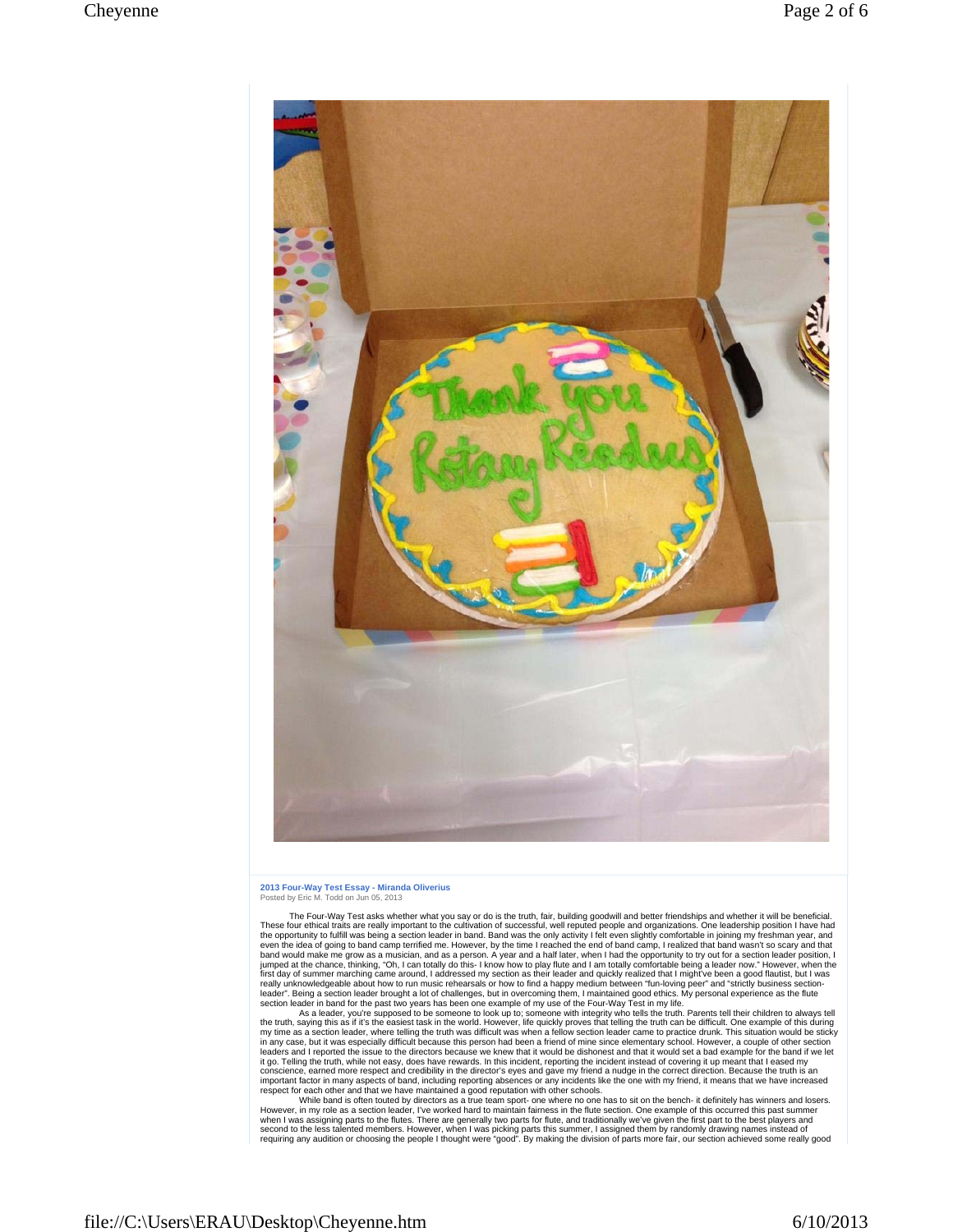## 2013 Four-Way Test Essay - Miranda Oliverius

Posted by Eric M. Todd on Jun 05, 2013

The Four-Way Test asks whether what you say or do is the truth, fair, building goodwill and better friendships and whether it will be beneficial. These four ethical traits are really important to the cultivation of successful, well reputed people and organizations. One leadership position I have had the opportunity to fulfill was being a section leader in band. Band was the only activity I felt even slightly comfortable in joining my freshman year, and even the idea of going to band camp terrified me. However, by the time I reached the end of band camp, I realized that band wasn't so scary and that band would make me grow as a musician, and as a person. A year and a half later, when I had the opportunity to try out for a section leader position, I jumped at the chance, thinking, "Oh, I can totally do this- I know how to play flute and I am totally comfortable being a leader now." However, when the first day of summer marching came around, I addressed my section as their leader and quickly realized that I might've been a good flautist, but I was really unknowledgeable about how to run music rehearsals or how to find a happy medium between "fun-loving peer" and "strictly business section-leader". Being a section leader brought a lot of challenges, but in overcoming them, I maintained good ethics. My personal experience as the flute section leader in band for the past two years has been one example of my use of the Four-Way Test in my life.

As a leader, you're supposed to be someone to look up to; someone with integrity who tells the truth. Parents tell their children to always tell the truth, saying this as if it's the easiest task in the world. However, life quickly proves that telling the truth can be difficult. One example of this during my time as a section leader, where telling the truth was difficult was when a fellow section leader came to practice drunk. This situation would be sticky in any case, but it was especially difficult because this person had been a friend of mine since elementary school. However, a couple of other section leaders and I reported the issue to the directors because we knew that it would be dishonest and that it would set a bad example for the band if we let it go. Telling the truth, while not easy, does have rewards. In this incident, reporting the incident instead of covering it up meant that I eased my conscience, earned more respect and credibility in the director's eyes and gave my friend a nudge in the correct direction. Because the truth is an important factor in many aspects of band, including reporting absences or any incidents like the one with my friend, it means that we have increased respect for each other and that we have maintained a good reputation with other schools.

While band is often touted by directors as a true team sport- one where no one has to sit on the bench- it definitely has winners and losers. However, in my role as a section leader, I've worked hard to maintain fairness in the flute section. One example of this occurred this past summer when I was assigning parts to the flutes. There are generally two parts for flute, and traditionally we've given the first part to the best players and second to the less talented members. However, when I was picking parts this summer, I assigned them by randomly drawing names instead of requiring any audition or choosing the people I thought were "good". By making the division of parts more fair, our section achieved some really good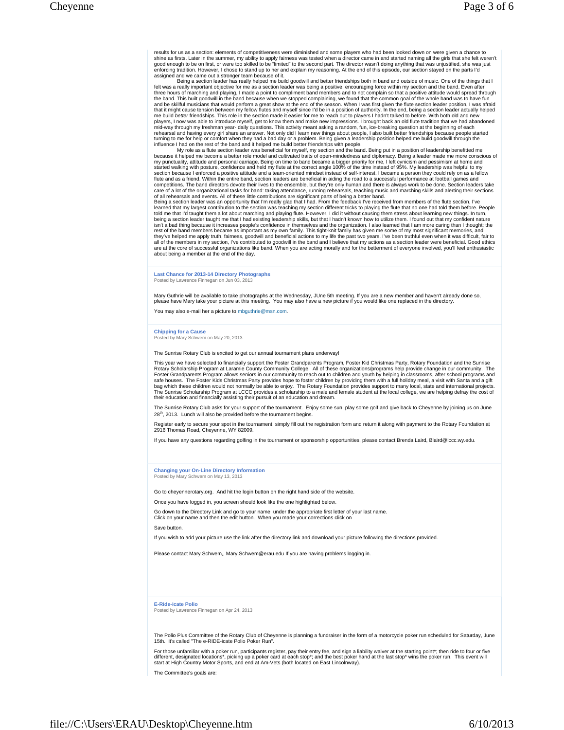results for us as a section: elements of competitiveness were diminished and some players who had been looked down on were given a chance to shine as firsts. Later in the summer, my ability to apply fairness was tested when a director came in and started naming all the girls that she felt weren't good enough to be on first, or were too skilled to be "limited" to the second part. The director wasn't doing anything that was unjustified, she was just enforcing tradition. However, I chose to stand up to her and explain my reasoning. At the end of this episode, our section stayed on the parts I'd assigned and we came out a stronger team because of it.

Being a section leader has really helped me build goodwill and better friendships both in band and outside of music. One of the things that I felt was a really important objective for me as a section leader was being a positive, encouraging force within my section and the band. Even after three hours of marching and playing, I made a point to compliment band members and to not complain so that a positive attitude would spread through the band. This built goodwill in the band because when we stopped complaining, we found that the common goal of the whole band was to have fun and be skillful musicians that would perform a great show at the end of the season. When I was first given the flute section leader position, I was afraid that it might cause tension between my fellow flutes and myself since I'd be in a position of authority. In the end, being a section leader actually helped me build *better* friendships. This role in the section made it easier for me to reach out to players I hadn't talked to before. With both old and new players, I now was able to introduce myself, get to know them and make new impressions. I brought back an old flute tradition that we had abandoned mid-way through my freshman year- daily questions. This activity meant asking a random, fun, ice-breaking question at the beginning of each rehearsal and having every girl share an answer. Not only did I learn new things about people, I also built better friendships because people started turning to me for help or comfort when they had a bad day or a problem. Being given a leadership position helped me build goodwill through the influence I had on the rest of the band and it helped me build better friendships with people.

My role as a flute section leader was beneficial for myself, my section and the band. Being put in a position of leadership benefitted me because it helped me become a better role model and cultivated traits of open-mindedness and diplomacy. Being a leader made me more conscious of my punctuality, attitude and personal carriage. Being on time to band became a bigger priority for me, I left cynicism and pessimism at home and started walking with posture, confidence and held my flute at the correct angle 100% of the time instead of 95%. My leadership was helpful to my section because I enforced a positive attitude and a team-oriented mindset instead of self-interest. I became a person they could rely on as a fellow flute and as a friend. Within the entire band, section leaders are beneficial in aiding the road to a successful performance at football games and competitions. The band directors devote their lives to the ensemble, but they're only human and there is always work to be done. Section leaders take care of a lot of the organizational tasks for band: taking attendance, running rehearsals, teaching music and marching skills and alerting their sections of all rehearsals and events. All of these little contributions are significant parts of being a better band.

Being a section leader was an opportunity that I'm really glad that I had. From the feedback I've received from members of the flute section, I've learned that my largest contribution to the section was teaching my section different tricks to playing the flute that no one had told them before. People told me that I'd taught them a lot about marching and playing flute. However, I did it without causing them stress about learning new things. In turn, being a section leader taught me that I had existing leadership skills, but that I hadn't known how to utilize them. I found out that my confident nature isn't a bad thing because it increases people's confidence in themselves and the organization. I also learned that I am more caring than I thought; the rest of the band members became as important as my own family. This tight-knit family has given me some of my most significant memories, and they've helped me apply truth, fairness, goodwill and beneficial actions to my life the past two years. I've been truthful even when it was difficult, fair to all of the members in my section, I've contributed to goodwill in the band and I believe that my actions as a section leader were beneficial. Good ethics are at the core of successful organizations like band. When you are acting morally and for the betterment of everyone involved, you'll feel enthusiastic about being a member at the end of the day.

### Last Chance for 2013-14 Directory Photographs
Posted by Lawrence Finnegan on Jun 03, 2013

Mary Guthrie will be available to take photographs at the Wednesday, JUne 5th meeting. If you are a new member and haven't already done so, please have Mary take your picture at this meeting. You may also have a new picture if you would like one replaced in the directory.

You may also e-mail her a picture to mbguthrie@msn.com.

### Chipping for a Cause
Posted by Mary Schwem on May 20, 2013

The Sunrise Rotary Club is excited to get our annual tournament plans underway!

This year we have selected to financially support the Foster Grandparents Program, Foster Kid Christmas Party, Rotary Foundation and the Sunrise Rotary Scholarship Program at Laramie County Community College. All of these organizations/programs help provide change in our community. The Foster Grandparents Program allows seniors in our community to reach out to children and youth by helping in classrooms, after school programs and safe houses. The Foster Kids Christmas Party provides hope to foster children by providing them with a full holiday meal, a visit with Santa and a gift bag which these children would not normally be able to enjoy. The Rotary Foundation provides support to many local, state and international projects. The Sunrise Scholarship Program at LCCC provides a scholarship to a male and female student at the local college, we are helping defray the cost of their education and financially assisting their pursuit of an education and dream.

The Sunrise Rotary Club asks for your support of the tournament. Enjoy some sun, play some golf and give back to Cheyenne by joining us on June 28th, 2013. Lunch will also be provided before the tournament begins.

Register early to secure your spot in the tournament, simply fill out the registration form and return it along with payment to the Rotary Foundation at 2916 Thomas Road, Cheyenne, WY 82009.

If you have any questions regarding golfing in the tournament or sponsorship opportunities, please contact Brenda Laird, Blaird@lccc.wy.edu.

### Changing your On-Line Directory Information
Posted by Mary Schwem on May 13, 2013

Go to cheyennerotary.org. And hit the login button on the right hand side of the website.

Once you have logged in, you screen should look like the one highlighted below.

Go down to the Directory Link and go to your name under the appropriate first letter of your last name.
Click on your name and then the edit button. When you made your corrections click on

Save button.

If you wish to add your picture use the link after the directory link and download your picture following the directions provided.

Please contact Mary Schwem,, Mary.Schwem@erau.edu If you are having problems logging in.

### E-Ride-icate Polio
Posted by Lawrence Finnegan on Apr 24, 2013

The Polio Plus Committee of the Rotary Club of Cheyenne is planning a fundraiser in the form of a motorcycle poker run scheduled for Saturday, June 15th. It's called "The e-RIDE-icate Polio Poker Run".

For those unfamiliar with a poker run, participants register, pay their entry fee, and sign a liability waiver at the starting point*; then ride to four or five different, designated locations*, picking up a poker card at each stop*; and the best poker hand at the last stop* wins the poker run. This event will start at High Country Motor Sports, and end at Am-Vets (both located on East Lincolnway).

The Committee's goals are: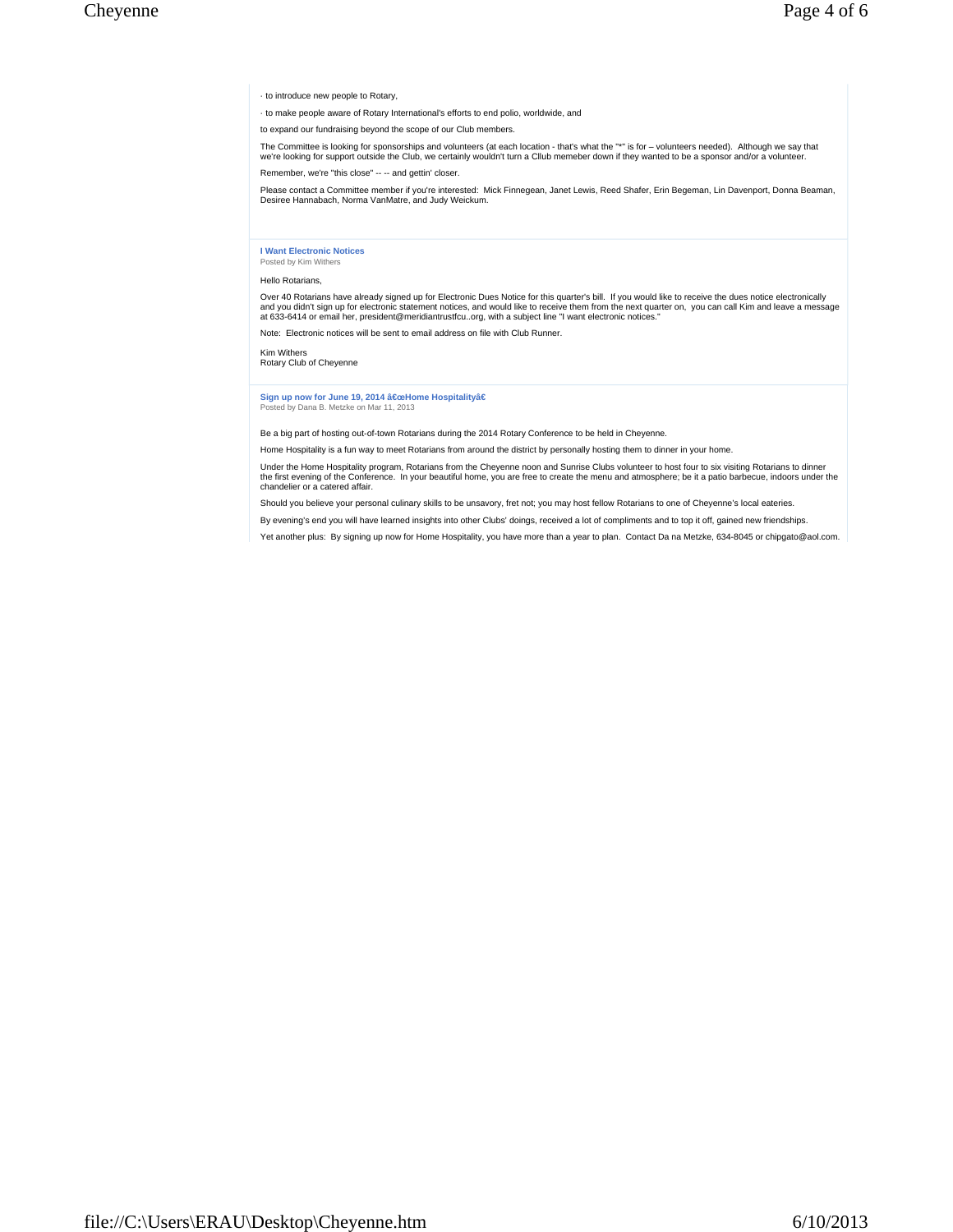· to introduce new people to Rotary,

· to make people aware of Rotary International's efforts to end polio, worldwide, and

to expand our fundraising beyond the scope of our Club members.

The Committee is looking for sponsorships and volunteers (at each location - that's what the "*" is for – volunteers needed). Although we say that we're looking for support outside the Club, we certainly wouldn't turn a Cllub memeber down if they wanted to be a sponsor and/or a volunteer.

Remember, we're "this close" -- -- and gettin' closer.

Please contact a Committee member if you're interested: Mick Finnegean, Janet Lewis, Reed Shafer, Erin Begeman, Lin Davenport, Donna Beaman, Desiree Hannabach, Norma VanMatre, and Judy Weickum.

### I Want Electronic Notices

Posted by Kim Withers

Hello Rotarians,

Over 40 Rotarians have already signed up for Electronic Dues Notice for this quarter's bill. If you would like to receive the dues notice electronically and you didn't sign up for electronic statement notices, and would like to receive them from the next quarter on, you can call Kim and leave a message at 633-6414 or email her, president@meridiantrustfcu..org, with a subject line "I want electronic notices."

Note: Electronic notices will be sent to email address on file with Club Runner.

Kim Withers
Rotary Club of Cheyenne

### Sign up now for June 19, 2014 â€œHome Hospitalityâ€

Posted by Dana B. Metzke on Mar 11, 2013

Be a big part of hosting out-of-town Rotarians during the 2014 Rotary Conference to be held in Cheyenne.

Home Hospitality is a fun way to meet Rotarians from around the district by personally hosting them to dinner in your home.

Under the Home Hospitality program, Rotarians from the Cheyenne noon and Sunrise Clubs volunteer to host four to six visiting Rotarians to dinner the first evening of the Conference. In your beautiful home, you are free to create the menu and atmosphere; be it a patio barbecue, indoors under the chandelier or a catered affair.

Should you believe your personal culinary skills to be unsavory, fret not; you may host fellow Rotarians to one of Cheyenne's local eateries.

By evening's end you will have learned insights into other Clubs' doings, received a lot of compliments and to top it off, gained new friendships.

Yet another plus: By signing up now for Home Hospitality, you have more than a year to plan. Contact Da na Metzke, 634-8045 or chipgato@aol.com.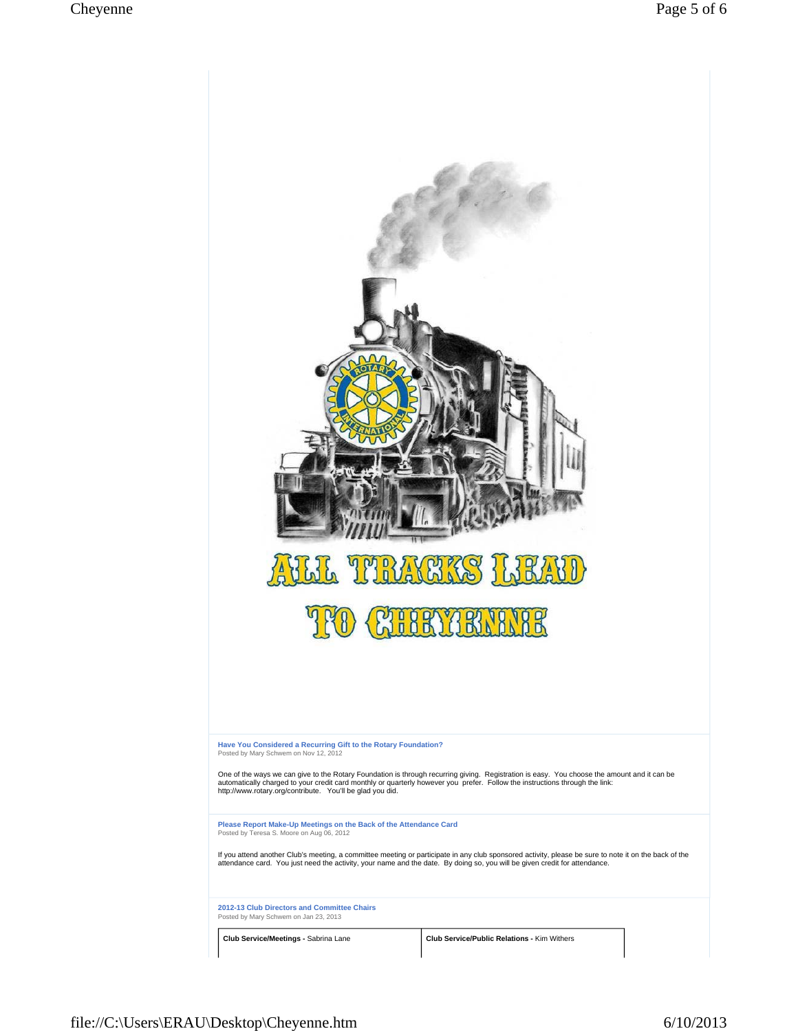ALL TRACKS LEAD TO CHEYENNE

### Have You Considered a Recurring Gift to the Rotary Foundation?

Posted by Mary Schwem on Nov 12, 2012

One of the ways we can give to the Rotary Foundation is through recurring giving. Registration is easy. You choose the amount and it can be automatically charged to your credit card monthly or quarterly however you prefer. Follow the instructions through the link: http://www.rotary.org/contribute. You'll be glad you did.

### Please Report Make-Up Meetings on the Back of the Attendance Card

Posted by Teresa S. Moore on Aug 06, 2012

If you attend another Club's meeting, a committee meeting or participate in any club sponsored activity, please be sure to note it on the back of the attendance card. You just need the activity, your name and the date. By doing so, you will be given credit for attendance.

### 2012-13 Club Directors and Committee Chairs

Posted by Mary Schwem on Jan 23, 2013

| **Club Service/Meetings -** Sabrina Lane | **Club Service/Public Relations -** Kim Withers |
| --- | --- |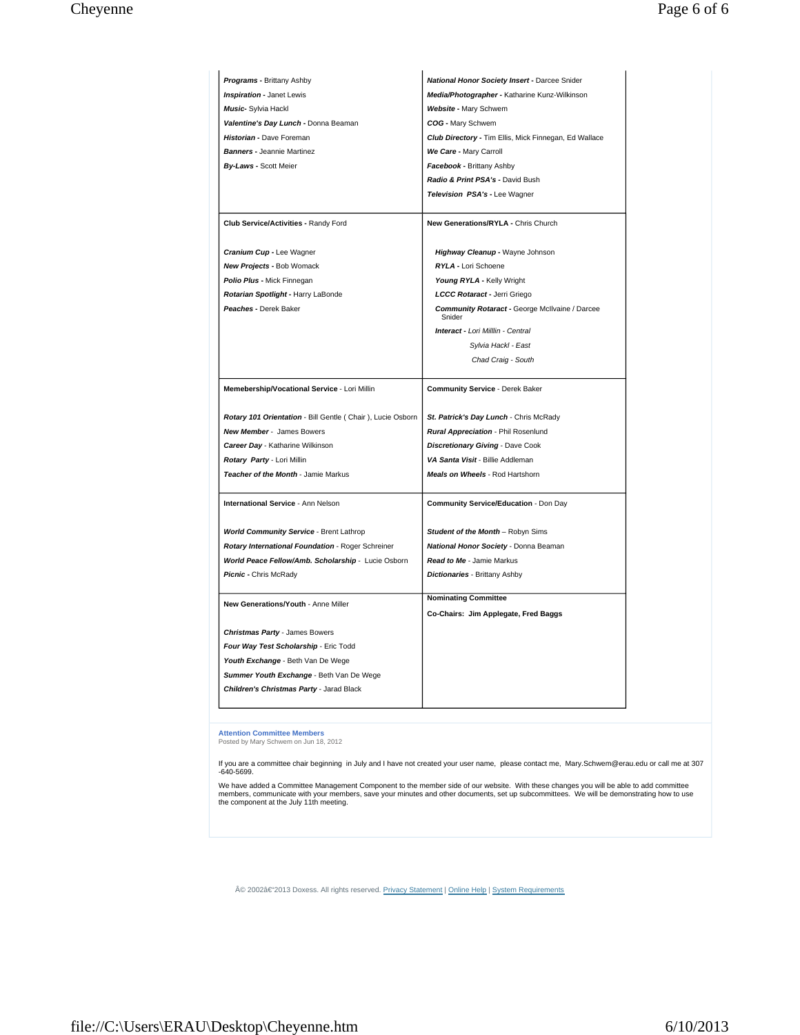| | |
|---|---|
| ***Programs -*** Brittany Ashby<br>***Inspiration -*** Janet Lewis<br>***Music-*** Sylvia Hackl<br>***Valentine's Day Lunch -*** Donna Beaman<br>***Historian -*** Dave Foreman<br>***Banners -*** Jeannie Martinez<br>***By-Laws -*** Scott Meier | ***National Honor Society Insert -*** Darcee Snider<br>***Media/Photographer -*** Katharine Kunz-Wilkinson<br>***Website -*** Mary Schwem<br>***COG -*** Mary Schwem<br>***Club Directory -*** Tim Ellis, Mick Finnegan, Ed Wallace<br>***We Care -*** Mary Carroll<br>***Facebook -*** Brittany Ashby<br>***Radio & Print PSA's -*** David Bush<br>***Television PSA's -*** Lee Wagner |
| **Club Service/Activities -** Randy Ford<br><br>***Cranium Cup -*** Lee Wagner<br>***New Projects -*** Bob Womack<br>***Polio Plus -*** Mick Finnegan<br>***Rotarian Spotlight -*** Harry LaBonde<br>***Peaches -*** Derek Baker | **New Generations/RYLA -** Chris Church<br><br>***Highway Cleanup -*** Wayne Johnson<br>***RYLA -*** Lori Schoene<br>***Young RYLA -*** Kelly Wright<br>***LCCC Rotaract -*** Jerri Griego<br>***Community Rotaract -*** George McIlvaine / Darcee Snider<br>***Interact -*** *Lori Milllin - Central*<br>*Sylvia Hackl - East*<br>*Chad Craig - South* |
| **Memebership/Vocational Service** - Lori Millin<br><br>***Rotary 101 Orientation*** - Bill Gentle ( Chair ), Lucie Osborn<br>***New Member*** - James Bowers<br>***Career Day*** - Katharine Wilkinson<br>***Rotary Party*** - Lori Millin<br>***Teacher of the Month*** - Jamie Markus | **Community Service** - Derek Baker<br><br>***St. Patrick's Day Lunch*** - Chris McRady<br>***Rural Appreciation*** - Phil Rosenlund<br>***Discretionary Giving*** - Dave Cook<br>***VA Santa Visit*** - Billie Addleman<br>***Meals on Wheels*** - Rod Hartshorn |
| **International Service** - Ann Nelson<br><br>***World Community Service*** - Brent Lathrop<br>***Rotary International Foundation*** - Roger Schreiner<br>***World Peace Fellow/Amb. Scholarship*** - Lucie Osborn<br>***Picnic -*** Chris McRady | **Community Service/Education** - Don Day<br><br>***Student of the Month*** – Robyn Sims<br>***National Honor Society*** - Donna Beaman<br>***Read to Me*** - Jamie Markus<br>***Dictionaries*** - Brittany Ashby |
| **New Generations/Youth** - Anne Miller<br><br>***Christmas Party*** - James Bowers<br>***Four Way Test Scholarship*** - Eric Todd<br>***Youth Exchange*** - Beth Van De Wege<br>***Summer Youth Exchange*** - Beth Van De Wege<br>***Children's Christmas Party*** - Jarad Black | **Nominating Committee**<br>**Co-Chairs: Jim Applegate, Fred Baggs** |

**Attention Committee Members**
Posted by Mary Schwem on Jun 18, 2012

If you are a committee chair beginning in July and I have not created your user name, please contact me, Mary.Schwem@erau.edu or call me at 307-640-5699.

We have added a Committee Management Component to the member side of our website. With these changes you will be able to add committee members, communicate with your members, save your minutes and other documents, set up subcommittees. We will be demonstrating how to use the component at the July 11th meeting.

Â© 2002â€"2013 Doxess. All rights reserved. Privacy Statement | Online Help | System Requirements